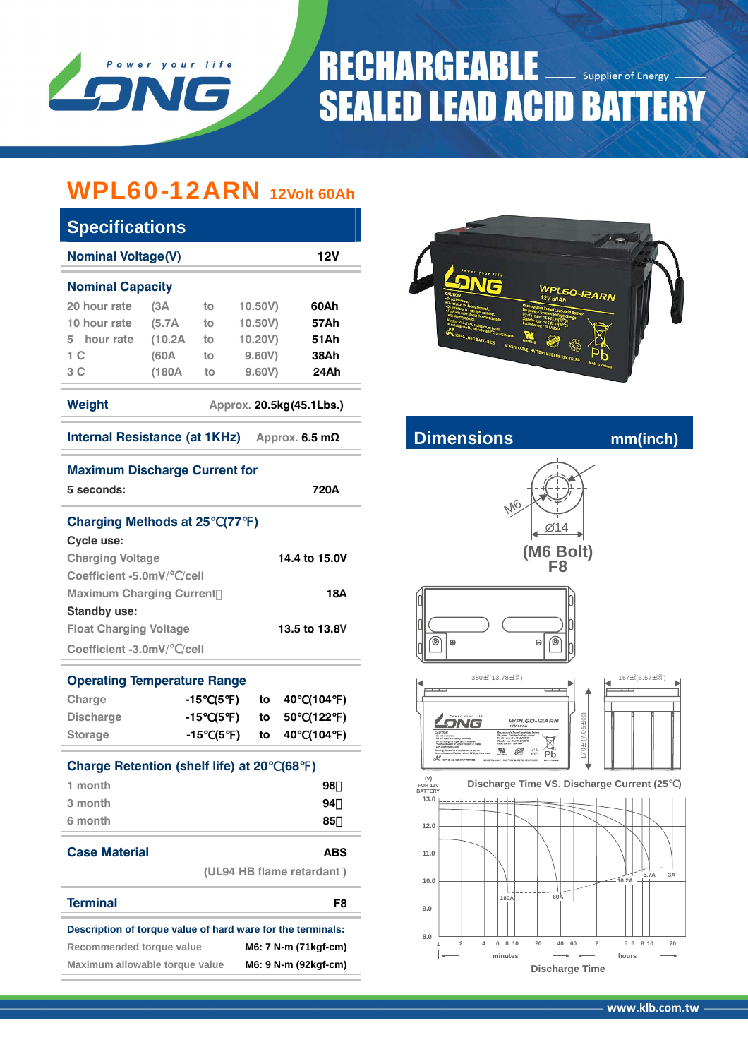# RECHARGEABLE SEALED LEAD ACID BATTERY

Supplier of Energy

## WPL60-12ARN 12Volt 60Ah

## Specifications

| | |
|---|---|
| **Nominal Voltage(V)** | **12V** |

### Nominal Capacity

| | | | | |
|---|---|---|---|---|
| 20 hour rate | (3A | to | 10.50V) | 60Ah |
| 10 hour rate | (5.7A | to | 10.50V) | 57Ah |
| 5 hour rate | (10.2A | to | 10.20V) | 51Ah |
| 1 C | (60A | to | 9.60V) | 38Ah |
| 3 C | (180A | to | 9.60V) | 24Ah |

**Weight** Approx. **20.5kg(45.1Lbs.)**

**Internal Resistance (at 1KHz)** Approx. **6.5 mΩ**

**Maximum Discharge Current for 5 seconds:** **720A**

### Charging Methods at 25℃(77℉)

**Cycle use:**

| | |
|---|---|
| Charging Voltage | 14.4 to 15.0V |
| Coefficient -5.0mV/℃/cell | |
| Maximum Charging Current | 18A |

**Standby use:**

| | |
|---|---|
| Float Charging Voltage | 13.5 to 13.8V |
| Coefficient -3.0mV/℃/cell | |

### Operating Temperature Range

| | | | |
|---|---|---|---|
| Charge | -15℃(5℉) | to | 40℃(104℉) |
| Discharge | -15℃(5℉) | to | 50℃(122℉) |
| Storage | -15℃(5℉) | to | 40℃(104℉) |

### Charge Retention (shelf life) at 20℃(68℉)

| | |
|---|---|
| 1 month | 98% |
| 3 month | 94% |
| 6 month | 85% |

**Case Material** **ABS**

(UL94 HB flame retardant )

**Terminal** **F8**

**Description of torque value of hard ware for the terminals:**

| | |
|---|---|
| Recommended torque value | M6: 7 N-m (71kgf-cm) |
| Maximum allowable torque value | M6: 9 N-m (92kgf-cm) |

## Dimensions mm(inch)

M6

Ø14

(M6 Bolt)
F8

350±(13.78±)

167±(6.57±)

179±(7.05±)

Discharge Time VS. Discharge Current (25℃)

(v) FOR 12V BATTERY

13.0
12.0
11.0
10.0
9.0
8.0

180A
60A
10.2A
5.7A
3A

1 2 4 6 8 10 20 40 60 2 5 6 8 10 20

minutes hours

Discharge Time

www.klb.com.tw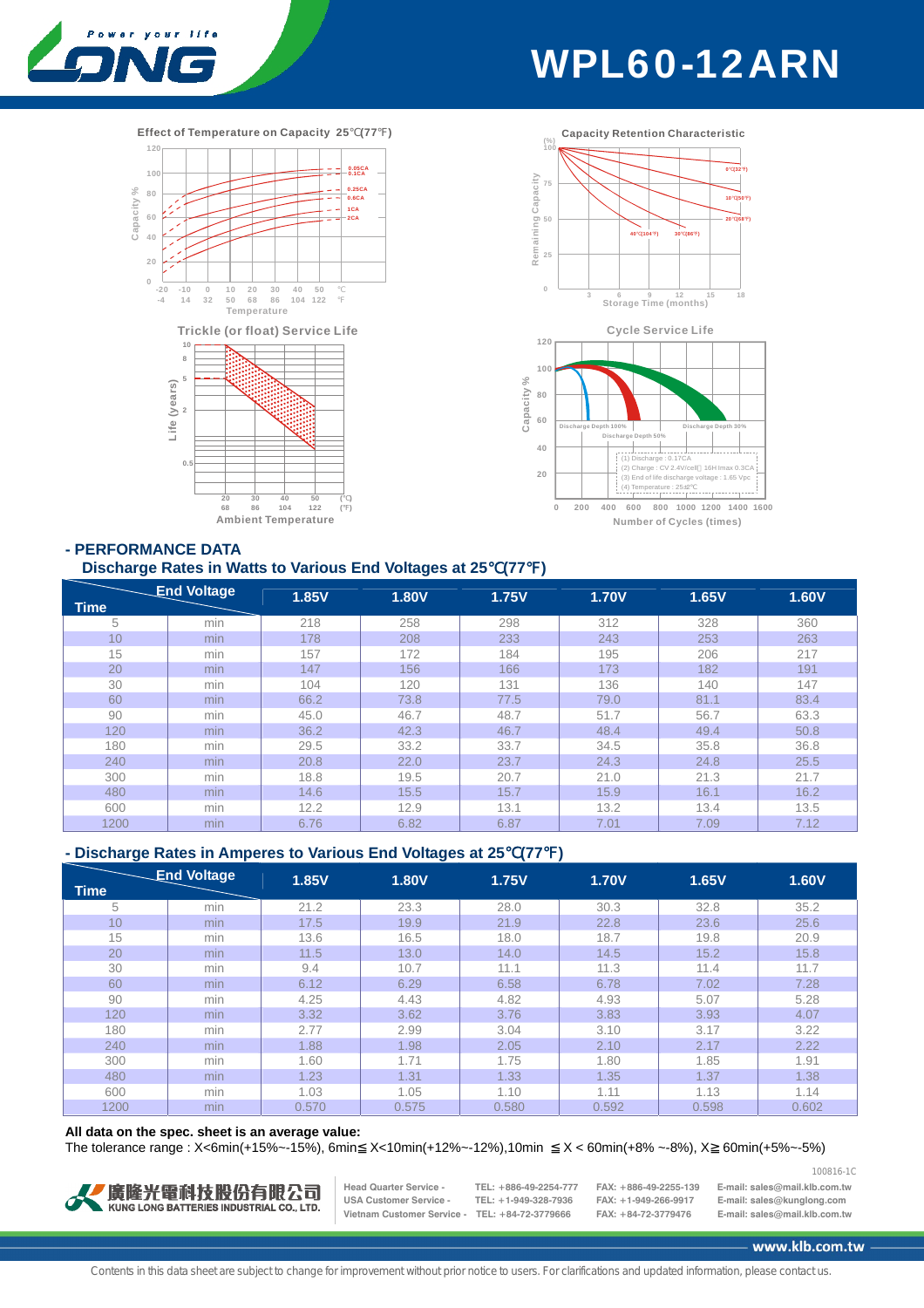# WPL60-12ARN

Effect of Temperature on Capacity 25℃(77℉)

Capacity %

120
100
80
60
40
20
0

0.05CA
0.1CA
0.25CA
0.6CA
1CA
2CA

-20 -10 0 10 20 30 40 50 ℃
-4 14 32 50 68 86 104 122 ℉

Temperature

Capacity Retention Characteristic

(%)
100
75
50
25
0

Remaining Capacity

0℃(32℉)
10℃(50℉)
20℃(68℉)
40℃(104℉)
30℃(86℉)

3 6 9 12 15 18

Storage Time (months)

Trickle (or float) Service Life

Life (years)

10
8
5
2
0.5

20 30 40 50 (℃)
68 86 104 122 (℉)

Ambient Temperature

Cycle Service Life

Capacity %

120
100
80
60
40
20

Discharge Depth 100%
Discharge Depth 50%
Discharge Depth 30%

(1) Discharge : 0.17CA
(2) Charge : CV 2.4V/cell(16H Imax 0.3CA
(3) End of life discharge voltage : 1.65 Vpc
(4) Temperature : 25±2℃

0 200 400 600 800 1000 1200 1400 1600

Number of Cycles (times)

## - PERFORMANCE DATA

### Discharge Rates in Watts to Various End Voltages at 25℃(77℉)

| Time \ End Voltage | | 1.85V | 1.80V | 1.75V | 1.70V | 1.65V | 1.60V |
|---|---|---|---|---|---|---|---|
| 5 | min | 218 | 258 | 298 | 312 | 328 | 360 |
| 10 | min | 178 | 208 | 233 | 243 | 253 | 263 |
| 15 | min | 157 | 172 | 184 | 195 | 206 | 217 |
| 20 | min | 147 | 156 | 166 | 173 | 182 | 191 |
| 30 | min | 104 | 120 | 131 | 136 | 140 | 147 |
| 60 | min | 66.2 | 73.8 | 77.5 | 79.0 | 81.1 | 83.4 |
| 90 | min | 45.0 | 46.7 | 48.7 | 51.7 | 56.7 | 63.3 |
| 120 | min | 36.2 | 42.3 | 46.7 | 48.4 | 49.4 | 50.8 |
| 180 | min | 29.5 | 33.2 | 33.7 | 34.5 | 35.8 | 36.8 |
| 240 | min | 20.8 | 22.0 | 23.7 | 24.3 | 24.8 | 25.5 |
| 300 | min | 18.8 | 19.5 | 20.7 | 21.0 | 21.3 | 21.7 |
| 480 | min | 14.6 | 15.5 | 15.7 | 15.9 | 16.1 | 16.2 |
| 600 | min | 12.2 | 12.9 | 13.1 | 13.2 | 13.4 | 13.5 |
| 1200 | min | 6.76 | 6.82 | 6.87 | 7.01 | 7.09 | 7.12 |

### - Discharge Rates in Amperes to Various End Voltages at 25℃(77℉)

| Time \ End Voltage | | 1.85V | 1.80V | 1.75V | 1.70V | 1.65V | 1.60V |
|---|---|---|---|---|---|---|---|
| 5 | min | 21.2 | 23.3 | 28.0 | 30.3 | 32.8 | 35.2 |
| 10 | min | 17.5 | 19.9 | 21.9 | 22.8 | 23.6 | 25.6 |
| 15 | min | 13.6 | 16.5 | 18.0 | 18.7 | 19.8 | 20.9 |
| 20 | min | 11.5 | 13.0 | 14.0 | 14.5 | 15.2 | 15.8 |
| 30 | min | 9.4 | 10.7 | 11.1 | 11.3 | 11.4 | 11.7 |
| 60 | min | 6.12 | 6.29 | 6.58 | 6.78 | 7.02 | 7.28 |
| 90 | min | 4.25 | 4.43 | 4.82 | 4.93 | 5.07 | 5.28 |
| 120 | min | 3.32 | 3.62 | 3.76 | 3.83 | 3.93 | 4.07 |
| 180 | min | 2.77 | 2.99 | 3.04 | 3.10 | 3.17 | 3.22 |
| 240 | min | 1.88 | 1.98 | 2.05 | 2.10 | 2.17 | 2.22 |
| 300 | min | 1.60 | 1.71 | 1.75 | 1.80 | 1.85 | 1.91 |
| 480 | min | 1.23 | 1.31 | 1.33 | 1.35 | 1.37 | 1.38 |
| 600 | min | 1.03 | 1.05 | 1.10 | 1.11 | 1.13 | 1.14 |
| 1200 | min | 0.570 | 0.575 | 0.580 | 0.592 | 0.598 | 0.602 |

**All data on the spec. sheet is an average value:**

The tolerance range : X<6min(+15%~-15%), 6min≦X<10min(+12%~-12%),10min ≦X < 60min(+8% ~-8%), X≧60min(+5%~-5%)

100816-1C

廣隆光電科技股份有限公司
KUNG LONG BATTERIES INDUSTRIAL CO., LTD.

| | | | |
|---|---|---|---|
| Head Quarter Service - | TEL: +886-49-2254-777 | FAX: +886-49-2255-139 | E-mail: sales@mail.klb.com.tw |
| USA Customer Service - | TEL: +1-949-328-7936 | FAX: +1-949-266-9917 | E-mail: sales@kunglong.com |
| Vietnam Customer Service - | TEL: +84-72-3779666 | FAX: +84-72-3779476 | E-mail: sales@mail.klb.com.tw |

www.klb.com.tw

Contents in this data sheet are subject to change for improvement without prior notice to users. For clarifications and updated information, please contact us.